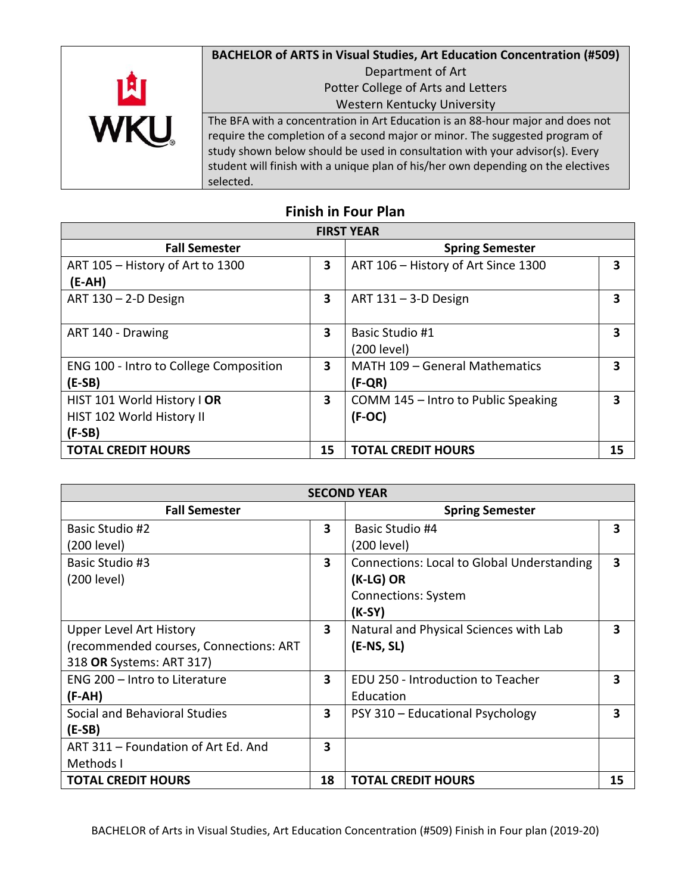**BACHELOR of ARTS in Visual Studies, Art Education Concentration (#509)**
Department of Art
Potter College of Arts and Letters
Western Kentucky University

The BFA with a concentration in Art Education is an 88-hour major and does not require the completion of a second major or minor. The suggested program of study shown below should be used in consultation with your advisor(s). Every student will finish with a unique plan of his/her own depending on the electives selected.

## Finish in Four Plan

| FIRST YEAR | | | |
|---|---|---|---|
| **Fall Semester** | | **Spring Semester** | |
| ART 105 – History of Art to 1300 **(E-AH)** | **3** | ART 106 – History of Art Since 1300 | **3** |
| ART 130 – 2-D Design | **3** | ART 131 – 3-D Design | **3** |
| ART 140 - Drawing | **3** | Basic Studio #1 (200 level) | **3** |
| ENG 100 - Intro to College Composition **(E-SB)** | **3** | MATH 109 – General Mathematics **(F-QR)** | **3** |
| HIST 101 World History I **OR** HIST 102 World History II **(F-SB)** | **3** | COMM 145 – Intro to Public Speaking **(F-OC)** | **3** |
| **TOTAL CREDIT HOURS** | **15** | **TOTAL CREDIT HOURS** | **15** |

| SECOND YEAR | | | |
|---|---|---|---|
| **Fall Semester** | | **Spring Semester** | |
| Basic Studio #2 (200 level) | **3** | Basic Studio #4 (200 level) | **3** |
| Basic Studio #3 (200 level) | **3** | Connections: Local to Global Understanding **(K-LG) OR** Connections: System **(K-SY)** | **3** |
| Upper Level Art History (recommended courses, Connections: ART 318 **OR** Systems: ART 317) | **3** | Natural and Physical Sciences with Lab **(E-NS, SL)** | **3** |
| ENG 200 – Intro to Literature **(F-AH)** | **3** | EDU 250 - Introduction to Teacher Education | **3** |
| Social and Behavioral Studies **(E-SB)** | **3** | PSY 310 – Educational Psychology | **3** |
| ART 311 – Foundation of Art Ed. And Methods I | **3** | | |
| **TOTAL CREDIT HOURS** | **18** | **TOTAL CREDIT HOURS** | **15** |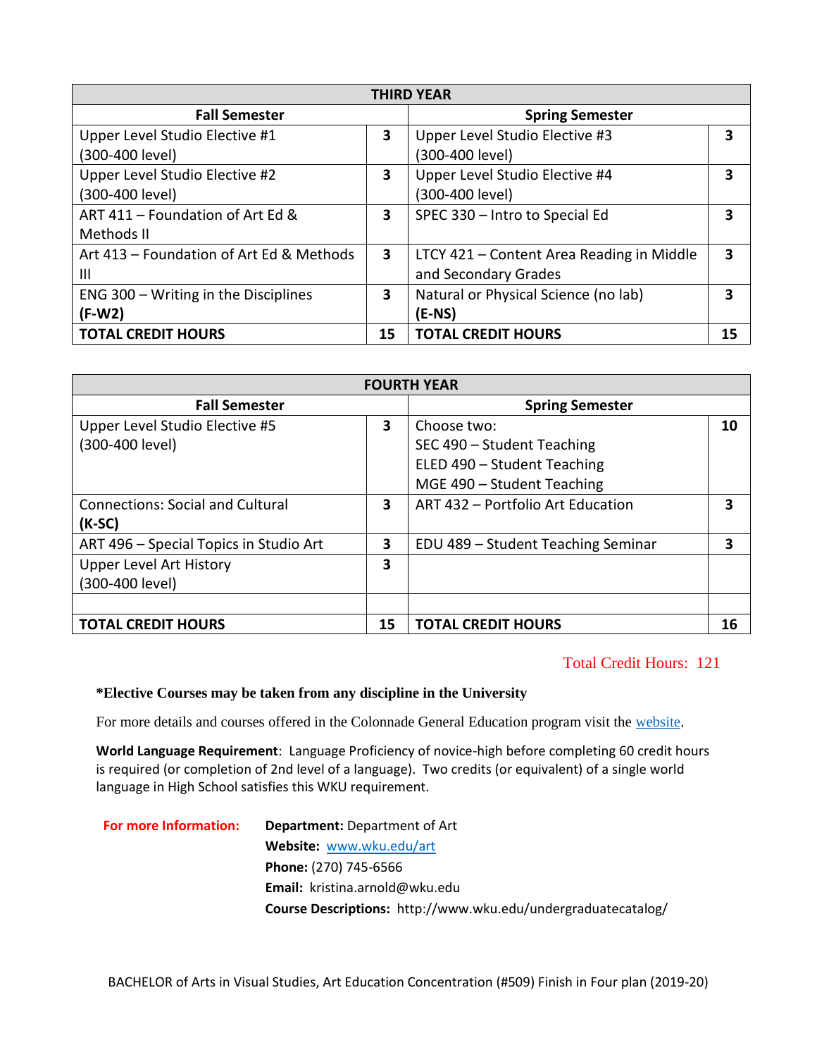| THIRD YEAR | | | |
|---|---|---|---|
| **Fall Semester** | | **Spring Semester** | |
| Upper Level Studio Elective #1 (300-400 level) | **3** | Upper Level Studio Elective #3 (300-400 level) | **3** |
| Upper Level Studio Elective #2 (300-400 level) | **3** | Upper Level Studio Elective #4 (300-400 level) | **3** |
| ART 411 – Foundation of Art Ed & Methods II | **3** | SPEC 330 – Intro to Special Ed | **3** |
| Art 413 – Foundation of Art Ed & Methods III | **3** | LTCY 421 – Content Area Reading in Middle and Secondary Grades | **3** |
| ENG 300 – Writing in the Disciplines **(F-W2)** | **3** | Natural or Physical Science (no lab) **(E-NS)** | **3** |
| **TOTAL CREDIT HOURS** | **15** | **TOTAL CREDIT HOURS** | **15** |

| FOURTH YEAR | | | |
|---|---|---|---|
| **Fall Semester** | | **Spring Semester** | |
| Upper Level Studio Elective #5 (300-400 level) | **3** | Choose two:<br>SEC 490 – Student Teaching<br>ELED 490 – Student Teaching<br>MGE 490 – Student Teaching | **10** |
| Connections: Social and Cultural **(K-SC)** | **3** | ART 432 – Portfolio Art Education | **3** |
| ART 496 – Special Topics in Studio Art | **3** | EDU 489 – Student Teaching Seminar | **3** |
| Upper Level Art History (300-400 level) | **3** | | |
| | | | |
| **TOTAL CREDIT HOURS** | **15** | **TOTAL CREDIT HOURS** | **16** |

Total Credit Hours: 121

**\*Elective Courses may be taken from any discipline in the University**

For more details and courses offered in the Colonnade General Education program visit the [website](#).

**World Language Requirement**: Language Proficiency of novice-high before completing 60 credit hours is required (or completion of 2nd level of a language). Two credits (or equivalent) of a single world language in High School satisfies this WKU requirement.

**For more Information:**

**Department:** Department of Art
**Website:** [www.wku.edu/art](http://www.wku.edu/art)
**Phone:** (270) 745-6566
**Email:** kristina.arnold@wku.edu
**Course Descriptions:** http://www.wku.edu/undergraduatecatalog/

BACHELOR of Arts in Visual Studies, Art Education Concentration (#509) Finish in Four plan (2019-20)